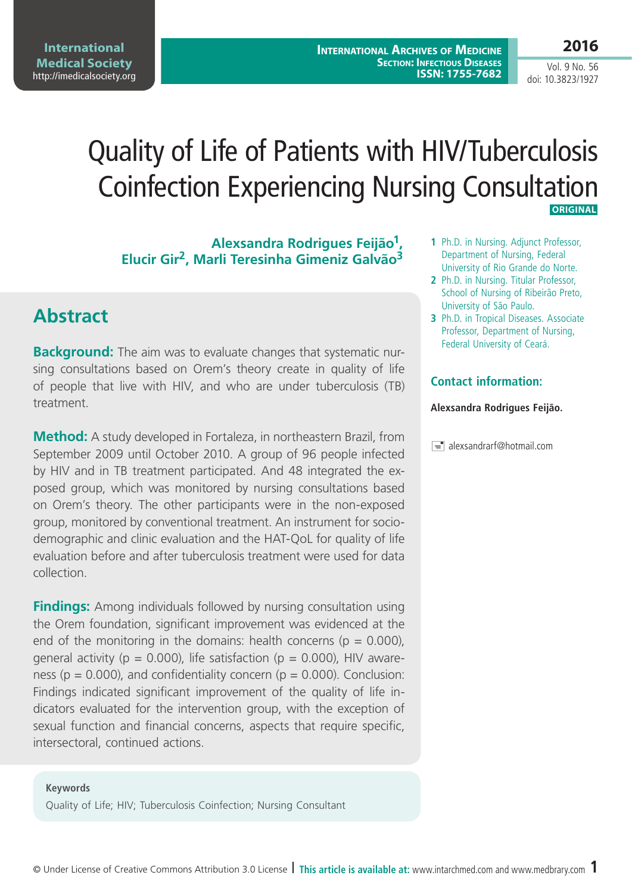# Quality of Life of Patients with HIV/Tuberculosis Coinfection Experiencing Nursing Consultation

ORIGINAL

**Alexsandra Rodrigues Feijão[1], Elucir Gir[2], Marli Teresinha Gimeniz Galvão[3]**

1 Ph.D. in Nursing. Adjunct Professor, Department of Nursing, Federal University of Rio Grande do Norte.

2 Ph.D. in Nursing. Titular Professor, School of Nursing of Ribeirão Preto, University of São Paulo.

3 Ph.D. in Tropical Diseases. Associate Professor, Department of Nursing, Federal University of Ceará.

### Contact information:

**Alexsandra Rodrigues Feijão.**

alexsandrarf@hotmail.com

## Abstract

**Background:** The aim was to evaluate changes that systematic nursing consultations based on Orem's theory create in quality of life of people that live with HIV, and who are under tuberculosis (TB) treatment.

**Method:** A study developed in Fortaleza, in northeastern Brazil, from September 2009 until October 2010. A group of 96 people infected by HIV and in TB treatment participated. And 48 integrated the exposed group, which was monitored by nursing consultations based on Orem's theory. The other participants were in the non-exposed group, monitored by conventional treatment. An instrument for socio-demographic and clinic evaluation and the HAT-QoL for quality of life evaluation before and after tuberculosis treatment were used for data collection.

**Findings:** Among individuals followed by nursing consultation using the Orem foundation, significant improvement was evidenced at the end of the monitoring in the domains: health concerns ($p = 0.000$), general activity ($p = 0.000$), life satisfaction ($p = 0.000$), HIV awareness ($p = 0.000$), and confidentiality concern ($p = 0.000$). Conclusion: Findings indicated significant improvement of the quality of life indicators evaluated for the intervention group, with the exception of sexual function and financial concerns, aspects that require specific, intersectoral, continued actions.

**Keywords**

Quality of Life; HIV; Tuberculosis Coinfection; Nursing Consultant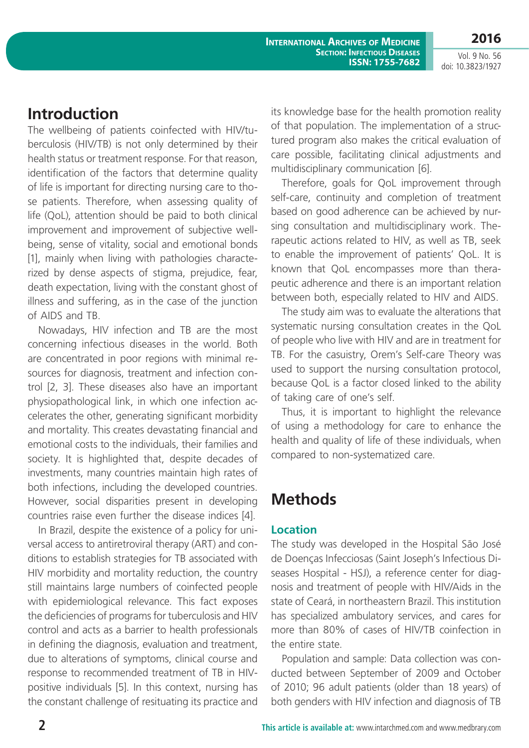## Introduction

The wellbeing of patients coinfected with HIV/tuberculosis (HIV/TB) is not only determined by their health status or treatment response. For that reason, identification of the factors that determine quality of life is important for directing nursing care to those patients. Therefore, when assessing quality of life (QoL), attention should be paid to both clinical improvement and improvement of subjective wellbeing, sense of vitality, social and emotional bonds [1], mainly when living with pathologies characterized by dense aspects of stigma, prejudice, fear, death expectation, living with the constant ghost of illness and suffering, as in the case of the junction of AIDS and TB.

Nowadays, HIV infection and TB are the most concerning infectious diseases in the world. Both are concentrated in poor regions with minimal resources for diagnosis, treatment and infection control [2, 3]. These diseases also have an important physiopathological link, in which one infection accelerates the other, generating significant morbidity and mortality. This creates devastating financial and emotional costs to the individuals, their families and society. It is highlighted that, despite decades of investments, many countries maintain high rates of both infections, including the developed countries. However, social disparities present in developing countries raise even further the disease indices [4].

In Brazil, despite the existence of a policy for universal access to antiretroviral therapy (ART) and conditions to establish strategies for TB associated with HIV morbidity and mortality reduction, the country still maintains large numbers of coinfected people with epidemiological relevance. This fact exposes the deficiencies of programs for tuberculosis and HIV control and acts as a barrier to health professionals in defining the diagnosis, evaluation and treatment, due to alterations of symptoms, clinical course and response to recommended treatment of TB in HIV-positive individuals [5]. In this context, nursing has the constant challenge of resituating its practice and its knowledge base for the health promotion reality of that population. The implementation of a structured program also makes the critical evaluation of care possible, facilitating clinical adjustments and multidisciplinary communication [6].

Therefore, goals for QoL improvement through self-care, continuity and completion of treatment based on good adherence can be achieved by nursing consultation and multidisciplinary work. Therapeutic actions related to HIV, as well as TB, seek to enable the improvement of patients' QoL. It is known that QoL encompasses more than therapeutic adherence and there is an important relation between both, especially related to HIV and AIDS.

The study aim was to evaluate the alterations that systematic nursing consultation creates in the QoL of people who live with HIV and are in treatment for TB. For the casuistry, Orem's Self-care Theory was used to support the nursing consultation protocol, because QoL is a factor closed linked to the ability of taking care of one's self.

Thus, it is important to highlight the relevance of using a methodology for care to enhance the health and quality of life of these individuals, when compared to non-systematized care.

## Methods

### Location

The study was developed in the Hospital São José de Doenças Infecciosas (Saint Joseph's Infectious Diseases Hospital - HSJ), a reference center for diagnosis and treatment of people with HIV/Aids in the state of Ceará, in northeastern Brazil. This institution has specialized ambulatory services, and cares for more than 80% of cases of HIV/TB coinfection in the entire state.

Population and sample: Data collection was conducted between September of 2009 and October of 2010; 96 adult patients (older than 18 years) of both genders with HIV infection and diagnosis of TB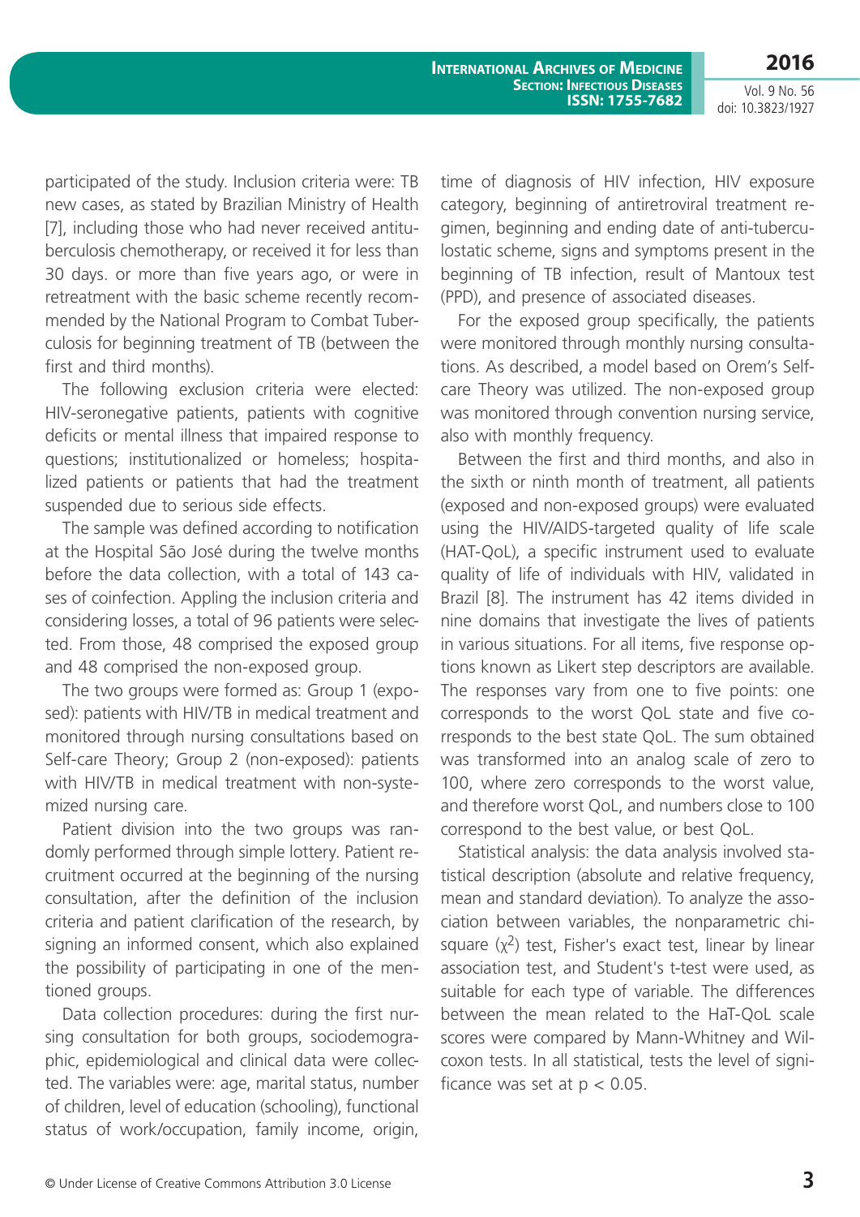participated of the study. Inclusion criteria were: TB new cases, as stated by Brazilian Ministry of Health [7], including those who had never received antituberculosis chemotherapy, or received it for less than 30 days. or more than five years ago, or were in retreatment with the basic scheme recently recommended by the National Program to Combat Tuberculosis for beginning treatment of TB (between the first and third months).

The following exclusion criteria were elected: HIV-seronegative patients, patients with cognitive deficits or mental illness that impaired response to questions; institutionalized or homeless; hospitalized patients or patients that had the treatment suspended due to serious side effects.

The sample was defined according to notification at the Hospital São José during the twelve months before the data collection, with a total of 143 cases of coinfection. Appling the inclusion criteria and considering losses, a total of 96 patients were selected. From those, 48 comprised the exposed group and 48 comprised the non-exposed group.

The two groups were formed as: Group 1 (exposed): patients with HIV/TB in medical treatment and monitored through nursing consultations based on Self-care Theory; Group 2 (non-exposed): patients with HIV/TB in medical treatment with non-systemized nursing care.

Patient division into the two groups was randomly performed through simple lottery. Patient recruitment occurred at the beginning of the nursing consultation, after the definition of the inclusion criteria and patient clarification of the research, by signing an informed consent, which also explained the possibility of participating in one of the mentioned groups.

Data collection procedures: during the first nursing consultation for both groups, sociodemographic, epidemiological and clinical data were collected. The variables were: age, marital status, number of children, level of education (schooling), functional status of work/occupation, family income, origin, time of diagnosis of HIV infection, HIV exposure category, beginning of antiretroviral treatment regimen, beginning and ending date of anti-tuberculostatic scheme, signs and symptoms present in the beginning of TB infection, result of Mantoux test (PPD), and presence of associated diseases.

For the exposed group specifically, the patients were monitored through monthly nursing consultations. As described, a model based on Orem's Self-care Theory was utilized. The non-exposed group was monitored through convention nursing service, also with monthly frequency.

Between the first and third months, and also in the sixth or ninth month of treatment, all patients (exposed and non-exposed groups) were evaluated using the HIV/AIDS-targeted quality of life scale (HAT-QoL), a specific instrument used to evaluate quality of life of individuals with HIV, validated in Brazil [8]. The instrument has 42 items divided in nine domains that investigate the lives of patients in various situations. For all items, five response options known as Likert step descriptors are available. The responses vary from one to five points: one corresponds to the worst QoL state and five corresponds to the best state QoL. The sum obtained was transformed into an analog scale of zero to 100, where zero corresponds to the worst value, and therefore worst QoL, and numbers close to 100 correspond to the best value, or best QoL.

Statistical analysis: the data analysis involved statistical description (absolute and relative frequency, mean and standard deviation). To analyze the association between variables, the nonparametric chi-square ($\chi^2$) test, Fisher's exact test, linear by linear association test, and Student's t-test were used, as suitable for each type of variable. The differences between the mean related to the HaT-QoL scale scores were compared by Mann-Whitney and Wilcoxon tests. In all statistical, tests the level of significance was set at $p < 0.05$.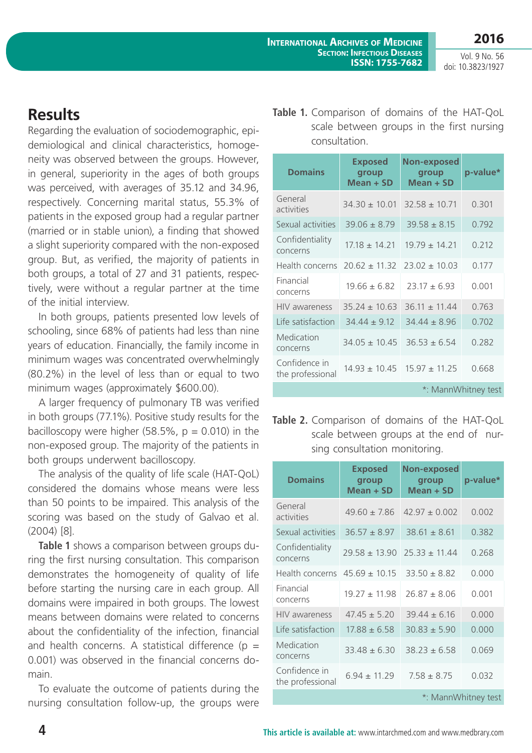## Results

Regarding the evaluation of sociodemographic, epidemiological and clinical characteristics, homogeneity was observed between the groups. However, in general, superiority in the ages of both groups was perceived, with averages of 35.12 and 34.96, respectively. Concerning marital status, 55.3% of patients in the exposed group had a regular partner (married or in stable union), a finding that showed a slight superiority compared with the non-exposed group. But, as verified, the majority of patients in both groups, a total of 27 and 31 patients, respectively, were without a regular partner at the time of the initial interview.

In both groups, patients presented low levels of schooling, since 68% of patients had less than nine years of education. Financially, the family income in minimum wages was concentrated overwhelmingly (80.2%) in the level of less than or equal to two minimum wages (approximately $600.00).

A larger frequency of pulmonary TB was verified in both groups (77.1%). Positive study results for the bacilloscopy were higher (58.5%, p = 0.010) in the non-exposed group. The majority of the patients in both groups underwent bacilloscopy.

The analysis of the quality of life scale (HAT-QoL) considered the domains whose means were less than 50 points to be impaired. This analysis of the scoring was based on the study of Galvao et al. (2004) [8].

**Table 1** shows a comparison between groups during the first nursing consultation. This comparison demonstrates the homogeneity of quality of life before starting the nursing care in each group. All domains were impaired in both groups. The lowest means between domains were related to concerns about the confidentiality of the infection, financial and health concerns. A statistical difference (p = 0.001) was observed in the financial concerns domain.

To evaluate the outcome of patients during the nursing consultation follow-up, the groups were

**Table 1.** Comparison of domains of the HAT-QoL scale between groups in the first nursing consultation.

| Domains | Exposed group Mean + SD | Non-exposed group Mean + SD | p-value* |
|---|---|---|---|
| General activities | 34.30 ± 10.01 | 32.58 ± 10.71 | 0.301 |
| Sexual activities | 39.06 ± 8.79 | 39.58 ± 8.15 | 0.792 |
| Confidentiality concerns | 17.18 ± 14.21 | 19.79 ± 14.21 | 0.212 |
| Health concerns | 20.62 ± 11.32 | 23.02 ± 10.03 | 0.177 |
| Financial concerns | 19.66 ± 6.82 | 23.17 ± 6.93 | 0.001 |
| HIV awareness | 35.24 ± 10.63 | 36.11 ± 11.44 | 0.763 |
| Life satisfaction | 34.44 ± 9.12 | 34.44 ± 8.96 | 0.702 |
| Medication concerns | 34.05 ± 10.45 | 36.53 ± 6.54 | 0.282 |
| Confidence in the professional | 14.93 ± 10.45 | 15.97 ± 11.25 | 0.668 |

*: MannWhitney test

**Table 2.** Comparison of domains of the HAT-QoL scale between groups at the end of nursing consultation monitoring.

| Domains | Exposed group Mean + SD | Non-exposed group Mean + SD | p-value* |
|---|---|---|---|
| General activities | 49.60 ± 7.86 | 42.97 ± 0.002 | 0.002 |
| Sexual activities | 36.57 ± 8.97 | 38.61 ± 8.61 | 0.382 |
| Confidentiality concerns | 29.58 ± 13.90 | 25.33 ± 11.44 | 0.268 |
| Health concerns | 45.69 ± 10.15 | 33.50 ± 8.82 | 0.000 |
| Financial concerns | 19.27 ± 11.98 | 26.87 ± 8.06 | 0.001 |
| HIV awareness | 47.45 ± 5.20 | 39.44 ± 6.16 | 0.000 |
| Life satisfaction | 17.88 ± 6.58 | 30.83 ± 5.90 | 0.000 |
| Medication concerns | 33.48 ± 6.30 | 38.23 ± 6.58 | 0.069 |
| Confidence in the professional | 6.94 ± 11.29 | 7.58 ± 8.75 | 0.032 |

*: MannWhitney test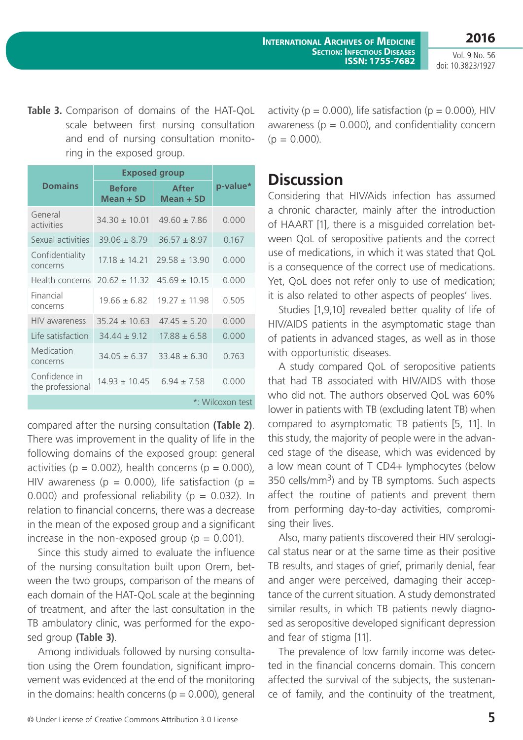**Table 3.** Comparison of domains of the HAT-QoL scale between first nursing consultation and end of nursing consultation monitoring in the exposed group.

| Domains | Exposed group | | p-value* |
|---|---|---|---|
| | Before Mean + SD | After Mean + SD | |
| General activities | 34.30 ± 10.01 | 49.60 ± 7.86 | 0.000 |
| Sexual activities | 39.06 ± 8.79 | 36.57 ± 8.97 | 0.167 |
| Confidentiality concerns | 17.18 ± 14.21 | 29.58 ± 13.90 | 0.000 |
| Health concerns | 20.62 ± 11.32 | 45.69 ± 10.15 | 0.000 |
| Financial concerns | 19.66 ± 6.82 | 19.27 ± 11.98 | 0.505 |
| HIV awareness | 35.24 ± 10.63 | 47.45 ± 5.20 | 0.000 |
| Life satisfaction | 34.44 ± 9.12 | 17.88 ± 6.58 | 0.000 |
| Medication concerns | 34.05 ± 6.37 | 33.48 ± 6.30 | 0.763 |
| Confidence in the professional | 14.93 ± 10.45 | 6.94 ± 7.58 | 0.000 |

*: Wilcoxon test

compared after the nursing consultation **(Table 2)**. There was improvement in the quality of life in the following domains of the exposed group: general activities ($p = 0.002$), health concerns ($p = 0.000$), HIV awareness ($p = 0.000$), life satisfaction ($p = 0.000$) and professional reliability ($p = 0.032$). In relation to financial concerns, there was a decrease in the mean of the exposed group and a significant increase in the non-exposed group ($p = 0.001$).

Since this study aimed to evaluate the influence of the nursing consultation built upon Orem, between the two groups, comparison of the means of each domain of the HAT-QoL scale at the beginning of treatment, and after the last consultation in the TB ambulatory clinic, was performed for the exposed group **(Table 3)**.

Among individuals followed by nursing consultation using the Orem foundation, significant improvement was evidenced at the end of the monitoring in the domains: health concerns ($p = 0.000$), general activity ($p = 0.000$), life satisfaction ($p = 0.000$), HIV awareness ($p = 0.000$), and confidentiality concern ($p = 0.000$).

## Discussion

Considering that HIV/Aids infection has assumed a chronic character, mainly after the introduction of HAART [1], there is a misguided correlation between QoL of seropositive patients and the correct use of medications, in which it was stated that QoL is a consequence of the correct use of medications. Yet, QoL does not refer only to use of medication; it is also related to other aspects of peoples' lives.

Studies [1,9,10] revealed better quality of life of HIV/AIDS patients in the asymptomatic stage than of patients in advanced stages, as well as in those with opportunistic diseases.

A study compared QoL of seropositive patients that had TB associated with HIV/AIDS with those who did not. The authors observed QoL was 60% lower in patients with TB (excluding latent TB) when compared to asymptomatic TB patients [5, 11]. In this study, the majority of people were in the advanced stage of the disease, which was evidenced by a low mean count of T CD4+ lymphocytes (below 350 cells/$mm^3$) and by TB symptoms. Such aspects affect the routine of patients and prevent them from performing day-to-day activities, compromising their lives.

Also, many patients discovered their HIV serological status near or at the same time as their positive TB results, and stages of grief, primarily denial, fear and anger were perceived, damaging their acceptance of the current situation. A study demonstrated similar results, in which TB patients newly diagnosed as seropositive developed significant depression and fear of stigma [11].

The prevalence of low family income was detected in the financial concerns domain. This concern affected the survival of the subjects, the sustenance of family, and the continuity of the treatment,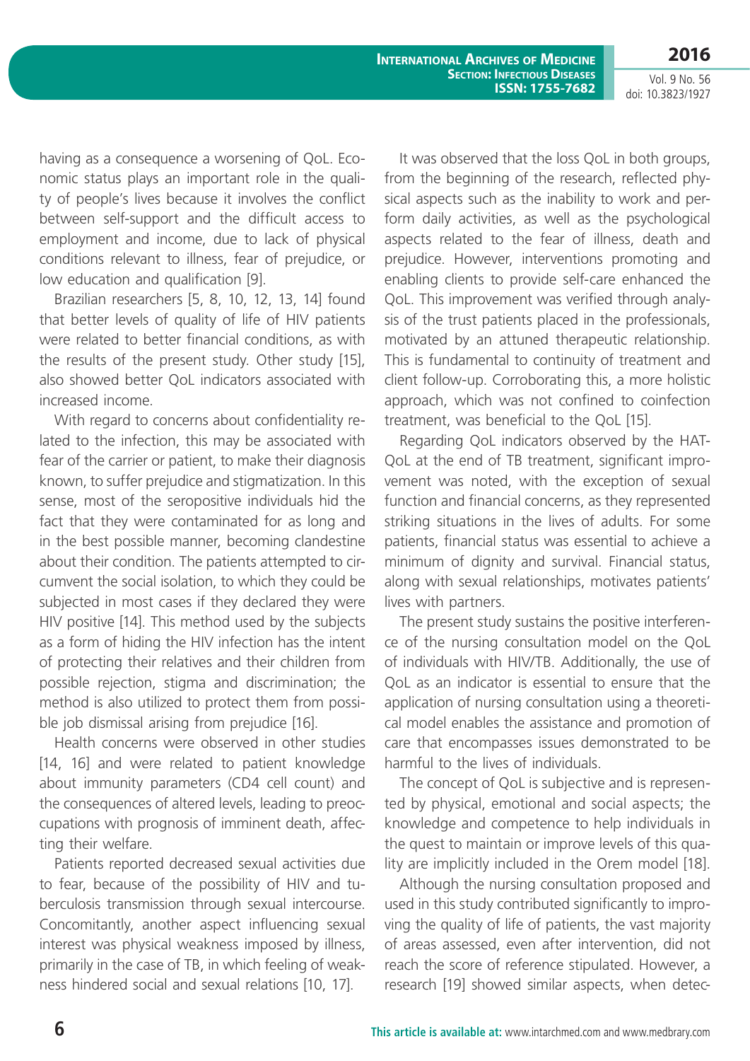having as a consequence a worsening of QoL. Economic status plays an important role in the quality of people's lives because it involves the conflict between self-support and the difficult access to employment and income, due to lack of physical conditions relevant to illness, fear of prejudice, or low education and qualification [9].

Brazilian researchers [5, 8, 10, 12, 13, 14] found that better levels of quality of life of HIV patients were related to better financial conditions, as with the results of the present study. Other study [15], also showed better QoL indicators associated with increased income.

With regard to concerns about confidentiality related to the infection, this may be associated with fear of the carrier or patient, to make their diagnosis known, to suffer prejudice and stigmatization. In this sense, most of the seropositive individuals hid the fact that they were contaminated for as long and in the best possible manner, becoming clandestine about their condition. The patients attempted to circumvent the social isolation, to which they could be subjected in most cases if they declared they were HIV positive [14]. This method used by the subjects as a form of hiding the HIV infection has the intent of protecting their relatives and their children from possible rejection, stigma and discrimination; the method is also utilized to protect them from possible job dismissal arising from prejudice [16].

Health concerns were observed in other studies [14, 16] and were related to patient knowledge about immunity parameters (CD4 cell count) and the consequences of altered levels, leading to preoccupations with prognosis of imminent death, affecting their welfare.

Patients reported decreased sexual activities due to fear, because of the possibility of HIV and tuberculosis transmission through sexual intercourse. Concomitantly, another aspect influencing sexual interest was physical weakness imposed by illness, primarily in the case of TB, in which feeling of weakness hindered social and sexual relations [10, 17].

It was observed that the loss QoL in both groups, from the beginning of the research, reflected physical aspects such as the inability to work and perform daily activities, as well as the psychological aspects related to the fear of illness, death and prejudice. However, interventions promoting and enabling clients to provide self-care enhanced the QoL. This improvement was verified through analysis of the trust patients placed in the professionals, motivated by an attuned therapeutic relationship. This is fundamental to continuity of treatment and client follow-up. Corroborating this, a more holistic approach, which was not confined to coinfection treatment, was beneficial to the QoL [15].

Regarding QoL indicators observed by the HAT-QoL at the end of TB treatment, significant improvement was noted, with the exception of sexual function and financial concerns, as they represented striking situations in the lives of adults. For some patients, financial status was essential to achieve a minimum of dignity and survival. Financial status, along with sexual relationships, motivates patients' lives with partners.

The present study sustains the positive interference of the nursing consultation model on the QoL of individuals with HIV/TB. Additionally, the use of QoL as an indicator is essential to ensure that the application of nursing consultation using a theoretical model enables the assistance and promotion of care that encompasses issues demonstrated to be harmful to the lives of individuals.

The concept of QoL is subjective and is represented by physical, emotional and social aspects; the knowledge and competence to help individuals in the quest to maintain or improve levels of this quality are implicitly included in the Orem model [18].

Although the nursing consultation proposed and used in this study contributed significantly to improving the quality of life of patients, the vast majority of areas assessed, even after intervention, did not reach the score of reference stipulated. However, a research [19] showed similar aspects, when detec-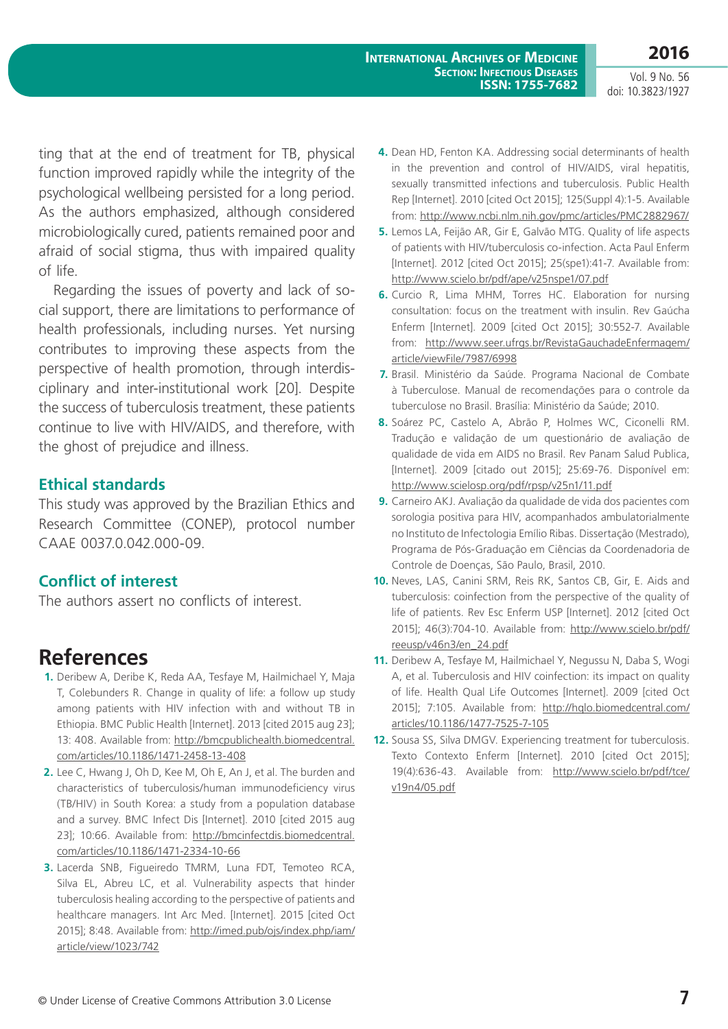ting that at the end of treatment for TB, physical function improved rapidly while the integrity of the psychological wellbeing persisted for a long period. As the authors emphasized, although considered microbiologically cured, patients remained poor and afraid of social stigma, thus with impaired quality of life.

Regarding the issues of poverty and lack of social support, there are limitations to performance of health professionals, including nurses. Yet nursing contributes to improving these aspects from the perspective of health promotion, through interdisciplinary and inter-institutional work [20]. Despite the success of tuberculosis treatment, these patients continue to live with HIV/AIDS, and therefore, with the ghost of prejudice and illness.

## Ethical standards

This study was approved by the Brazilian Ethics and Research Committee (CONEP), protocol number CAAE 0037.0.042.000-09.

## Conflict of interest

The authors assert no conflicts of interest.

# References

1. Deribew A, Deribe K, Reda AA, Tesfaye M, Hailmichael Y, Maja T, Colebunders R. Change in quality of life: a follow up study among patients with HIV infection with and without TB in Ethiopia. BMC Public Health [Internet]. 2013 [cited 2015 aug 23]; 13: 408. Available from: http://bmcpublichealth.biomedcentral.com/articles/10.1186/1471-2458-13-408
2. Lee C, Hwang J, Oh D, Kee M, Oh E, An J, et al. The burden and characteristics of tuberculosis/human immunodeficiency virus (TB/HIV) in South Korea: a study from a population database and a survey. BMC Infect Dis [Internet]. 2010 [cited 2015 aug 23]; 10:66. Available from: http://bmcinfectdis.biomedcentral.com/articles/10.1186/1471-2334-10-66
3. Lacerda SNB, Figueiredo TMRM, Luna FDT, Temoteo RCA, Silva EL, Abreu LC, et al. Vulnerability aspects that hinder tuberculosis healing according to the perspective of patients and healthcare managers. Int Arc Med. [Internet]. 2015 [cited Oct 2015]; 8:48. Available from: http://imed.pub/ojs/index.php/iam/article/view/1023/742
4. Dean HD, Fenton KA. Addressing social determinants of health in the prevention and control of HIV/AIDS, viral hepatitis, sexually transmitted infections and tuberculosis. Public Health Rep [Internet]. 2010 [cited Oct 2015]; 125(Suppl 4):1-5. Available from: http://www.ncbi.nlm.nih.gov/pmc/articles/PMC2882967/
5. Lemos LA, Feijão AR, Gir E, Galvão MTG. Quality of life aspects of patients with HIV/tuberculosis co-infection. Acta Paul Enferm [Internet]. 2012 [cited Oct 2015]; 25(spe1):41-7. Available from: http://www.scielo.br/pdf/ape/v25nspe1/07.pdf
6. Curcio R, Lima MHM, Torres HC. Elaboration for nursing consultation: focus on the treatment with insulin. Rev Gaúcha Enferm [Internet]. 2009 [cited Oct 2015]; 30:552-7. Available from: http://www.seer.ufrgs.br/RevistaGauchadeEnfermagem/article/viewFile/7987/6998
7. Brasil. Ministério da Saúde. Programa Nacional de Combate à Tuberculose. Manual de recomendações para o controle da tuberculose no Brasil. Brasília: Ministério da Saúde; 2010.
8. Soárez PC, Castelo A, Abrão P, Holmes WC, Ciconelli RM. Tradução e validação de um questionário de avaliação de qualidade de vida em AIDS no Brasil. Rev Panam Salud Publica, [Internet]. 2009 [citado out 2015]; 25:69-76. Disponível em: http://www.scielosp.org/pdf/rpsp/v25n1/11.pdf
9. Carneiro AKJ. Avaliação da qualidade de vida dos pacientes com sorologia positiva para HIV, acompanhados ambulatorialmente no Instituto de Infectologia Emílio Ribas. Dissertação (Mestrado), Programa de Pós-Graduação em Ciências da Coordenadoria de Controle de Doenças, São Paulo, Brasil, 2010.
10. Neves, LAS, Canini SRM, Reis RK, Santos CB, Gir, E. Aids and tuberculosis: coinfection from the perspective of the quality of life of patients. Rev Esc Enferm USP [Internet]. 2012 [cited Oct 2015]; 46(3):704-10. Available from: http://www.scielo.br/pdf/reeusp/v46n3/en_24.pdf
11. Deribew A, Tesfaye M, Hailmichael Y, Negussu N, Daba S, Wogi A, et al. Tuberculosis and HIV coinfection: its impact on quality of life. Health Qual Life Outcomes [Internet]. 2009 [cited Oct 2015]; 7:105. Available from: http://hqlo.biomedcentral.com/articles/10.1186/1477-7525-7-105
12. Sousa SS, Silva DMGV. Experiencing treatment for tuberculosis. Texto Contexto Enferm [Internet]. 2010 [cited Oct 2015]; 19(4):636-43. Available from: http://www.scielo.br/pdf/tce/v19n4/05.pdf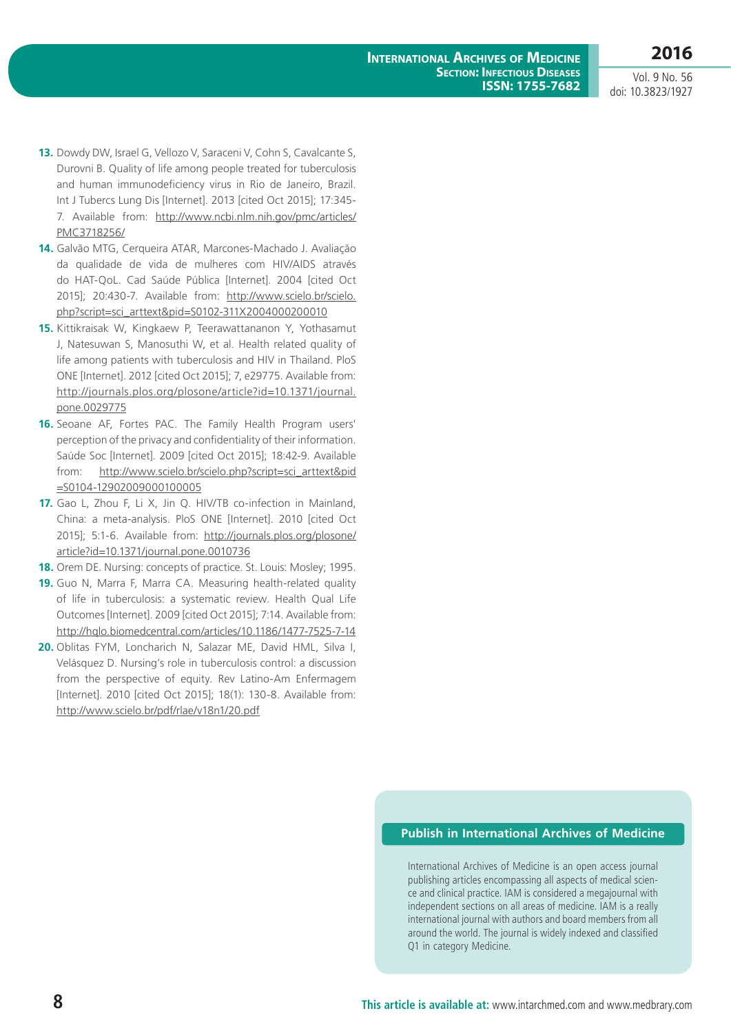13. Dowdy DW, Israel G, Vellozo V, Saraceni V, Cohn S, Cavalcante S, Durovni B. Quality of life among people treated for tuberculosis and human immunodeficiency virus in Rio de Janeiro, Brazil. Int J Tubercs Lung Dis [Internet]. 2013 [cited Oct 2015]; 17:345-7. Available from: http://www.ncbi.nlm.nih.gov/pmc/articles/PMC3718256/
14. Galvão MTG, Cerqueira ATAR, Marcones-Machado J. Avaliação da qualidade de vida de mulheres com HIV/AIDS através do HAT-QoL. Cad Saúde Pública [Internet]. 2004 [cited Oct 2015]; 20:430-7. Available from: http://www.scielo.br/scielo.php?script=sci_arttext&pid=S0102-311X2004000200010
15. Kittikraisak W, Kingkaew P, Teerawattananon Y, Yothasamut J, Natesuwan S, Manosuthi W, et al. Health related quality of life among patients with tuberculosis and HIV in Thailand. PloS ONE [Internet]. 2012 [cited Oct 2015]; 7, e29775. Available from: http://journals.plos.org/plosone/article?id=10.1371/journal.pone.0029775
16. Seoane AF, Fortes PAC. The Family Health Program users' perception of the privacy and confidentiality of their information. Saúde Soc [Internet]. 2009 [cited Oct 2015]; 18:42-9. Available from: http://www.scielo.br/scielo.php?script=sci_arttext&pid=S0104-12902009000100005
17. Gao L, Zhou F, Li X, Jin Q. HIV/TB co-infection in Mainland, China: a meta-analysis. PloS ONE [Internet]. 2010 [cited Oct 2015]; 5:1-6. Available from: http://journals.plos.org/plosone/article?id=10.1371/journal.pone.0010736
18. Orem DE. Nursing: concepts of practice. St. Louis: Mosley; 1995.
19. Guo N, Marra F, Marra CA. Measuring health-related quality of life in tuberculosis: a systematic review. Health Qual Life Outcomes [Internet]. 2009 [cited Oct 2015]; 7:14. Available from: http://hqlo.biomedcentral.com/articles/10.1186/1477-7525-7-14
20. Oblitas FYM, Loncharich N, Salazar ME, David HML, Silva I, Velásquez D. Nursing's role in tuberculosis control: a discussion from the perspective of equity. Rev Latino-Am Enfermagem [Internet]. 2010 [cited Oct 2015]; 18(1): 130-8. Available from: http://www.scielo.br/pdf/rlae/v18n1/20.pdf

**Publish in International Archives of Medicine**

International Archives of Medicine is an open access journal publishing articles encompassing all aspects of medical science and clinical practice. IAM is considered a megajournal with independent sections on all areas of medicine. IAM is a really international journal with authors and board members from all around the world. The journal is widely indexed and classified Q1 in category Medicine.